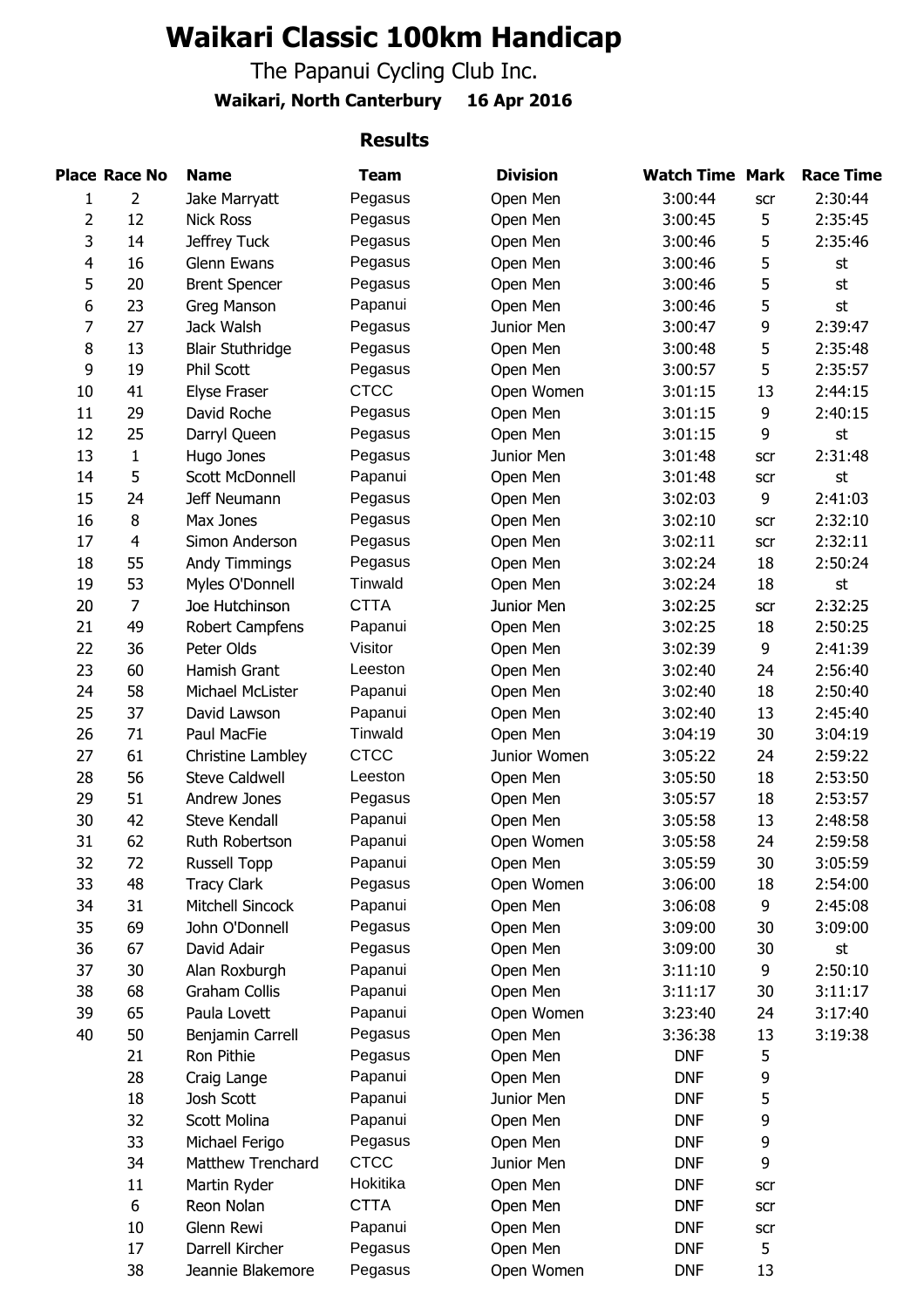# Waikari Classic 100km Handicap

The Papanui Cycling Club Inc.

**Waikari, North Canterbury 16 Apr 2016**

## Results

| Place | Race No | Name | Team | Division | Watch Time | Mark | Race Time |
|---|---|---|---|---|---|---|---|
| 1 | 2 | Jake Marryatt | Pegasus | Open Men | 3:00:44 | scr | 2:30:44 |
| 2 | 12 | Nick Ross | Pegasus | Open Men | 3:00:45 | 5 | 2:35:45 |
| 3 | 14 | Jeffrey Tuck | Pegasus | Open Men | 3:00:46 | 5 | 2:35:46 |
| 4 | 16 | Glenn Ewans | Pegasus | Open Men | 3:00:46 | 5 | st |
| 5 | 20 | Brent Spencer | Pegasus | Open Men | 3:00:46 | 5 | st |
| 6 | 23 | Greg Manson | Papanui | Open Men | 3:00:46 | 5 | st |
| 7 | 27 | Jack Walsh | Pegasus | Junior Men | 3:00:47 | 9 | 2:39:47 |
| 8 | 13 | Blair Stuthridge | Pegasus | Open Men | 3:00:48 | 5 | 2:35:48 |
| 9 | 19 | Phil Scott | Pegasus | Open Men | 3:00:57 | 5 | 2:35:57 |
| 10 | 41 | Elyse Fraser | CTCC | Open Women | 3:01:15 | 13 | 2:44:15 |
| 11 | 29 | David Roche | Pegasus | Open Men | 3:01:15 | 9 | 2:40:15 |
| 12 | 25 | Darryl Queen | Pegasus | Open Men | 3:01:15 | 9 | st |
| 13 | 1 | Hugo Jones | Pegasus | Junior Men | 3:01:48 | scr | 2:31:48 |
| 14 | 5 | Scott McDonnell | Papanui | Open Men | 3:01:48 | scr | st |
| 15 | 24 | Jeff Neumann | Pegasus | Open Men | 3:02:03 | 9 | 2:41:03 |
| 16 | 8 | Max Jones | Pegasus | Open Men | 3:02:10 | scr | 2:32:10 |
| 17 | 4 | Simon Anderson | Pegasus | Open Men | 3:02:11 | scr | 2:32:11 |
| 18 | 55 | Andy Timmings | Pegasus | Open Men | 3:02:24 | 18 | 2:50:24 |
| 19 | 53 | Myles O'Donnell | Tinwald | Open Men | 3:02:24 | 18 | st |
| 20 | 7 | Joe Hutchinson | CTTA | Junior Men | 3:02:25 | scr | 2:32:25 |
| 21 | 49 | Robert Campfens | Papanui | Open Men | 3:02:25 | 18 | 2:50:25 |
| 22 | 36 | Peter Olds | Visitor | Open Men | 3:02:39 | 9 | 2:41:39 |
| 23 | 60 | Hamish Grant | Leeston | Open Men | 3:02:40 | 24 | 2:56:40 |
| 24 | 58 | Michael McLister | Papanui | Open Men | 3:02:40 | 18 | 2:50:40 |
| 25 | 37 | David Lawson | Papanui | Open Men | 3:02:40 | 13 | 2:45:40 |
| 26 | 71 | Paul MacFie | Tinwald | Open Men | 3:04:19 | 30 | 3:04:19 |
| 27 | 61 | Christine Lambley | CTCC | Junior Women | 3:05:22 | 24 | 2:59:22 |
| 28 | 56 | Steve Caldwell | Leeston | Open Men | 3:05:50 | 18 | 2:53:50 |
| 29 | 51 | Andrew Jones | Pegasus | Open Men | 3:05:57 | 18 | 2:53:57 |
| 30 | 42 | Steve Kendall | Papanui | Open Men | 3:05:58 | 13 | 2:48:58 |
| 31 | 62 | Ruth Robertson | Papanui | Open Women | 3:05:58 | 24 | 2:59:58 |
| 32 | 72 | Russell Topp | Papanui | Open Men | 3:05:59 | 30 | 3:05:59 |
| 33 | 48 | Tracy Clark | Pegasus | Open Women | 3:06:00 | 18 | 2:54:00 |
| 34 | 31 | Mitchell Sincock | Papanui | Open Men | 3:06:08 | 9 | 2:45:08 |
| 35 | 69 | John O'Donnell | Pegasus | Open Men | 3:09:00 | 30 | 3:09:00 |
| 36 | 67 | David Adair | Pegasus | Open Men | 3:09:00 | 30 | st |
| 37 | 30 | Alan Roxburgh | Papanui | Open Men | 3:11:10 | 9 | 2:50:10 |
| 38 | 68 | Graham Collis | Papanui | Open Men | 3:11:17 | 30 | 3:11:17 |
| 39 | 65 | Paula Lovett | Papanui | Open Women | 3:23:40 | 24 | 3:17:40 |
| 40 | 50 | Benjamin Carrell | Pegasus | Open Men | 3:36:38 | 13 | 3:19:38 |
| | 21 | Ron Pithie | Pegasus | Open Men | DNF | 5 | |
| | 28 | Craig Lange | Papanui | Open Men | DNF | 9 | |
| | 18 | Josh Scott | Papanui | Junior Men | DNF | 5 | |
| | 32 | Scott Molina | Papanui | Open Men | DNF | 9 | |
| | 33 | Michael Ferigo | Pegasus | Open Men | DNF | 9 | |
| | 34 | Matthew Trenchard | CTCC | Junior Men | DNF | 9 | |
| | 11 | Martin Ryder | Hokitika | Open Men | DNF | scr | |
| | 6 | Reon Nolan | CTTA | Open Men | DNF | scr | |
| | 10 | Glenn Rewi | Papanui | Open Men | DNF | scr | |
| | 17 | Darrell Kircher | Pegasus | Open Men | DNF | 5 | |
| | 38 | Jeannie Blakemore | Pegasus | Open Women | DNF | 13 | |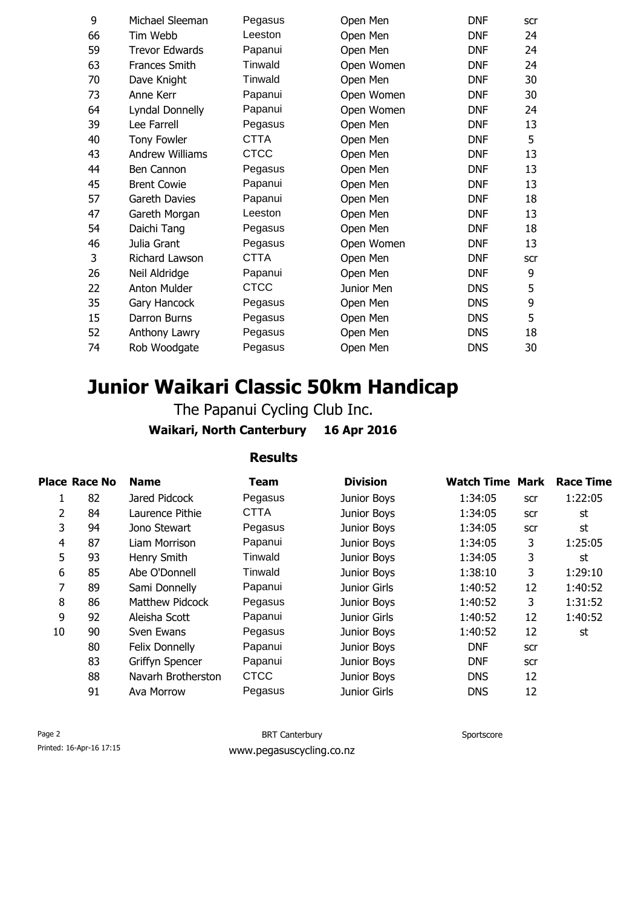| | | | | | |
|---|---|---|---|---|---|
| 9 | Michael Sleeman | Pegasus | Open Men | DNF | scr |
| 66 | Tim Webb | Leeston | Open Men | DNF | 24 |
| 59 | Trevor Edwards | Papanui | Open Men | DNF | 24 |
| 63 | Frances Smith | Tinwald | Open Women | DNF | 24 |
| 70 | Dave Knight | Tinwald | Open Men | DNF | 30 |
| 73 | Anne Kerr | Papanui | Open Women | DNF | 30 |
| 64 | Lyndal Donnelly | Papanui | Open Women | DNF | 24 |
| 39 | Lee Farrell | Pegasus | Open Men | DNF | 13 |
| 40 | Tony Fowler | CTTA | Open Men | DNF | 5 |
| 43 | Andrew Williams | CTCC | Open Men | DNF | 13 |
| 44 | Ben Cannon | Pegasus | Open Men | DNF | 13 |
| 45 | Brent Cowie | Papanui | Open Men | DNF | 13 |
| 57 | Gareth Davies | Papanui | Open Men | DNF | 18 |
| 47 | Gareth Morgan | Leeston | Open Men | DNF | 13 |
| 54 | Daichi Tang | Pegasus | Open Men | DNF | 18 |
| 46 | Julia Grant | Pegasus | Open Women | DNF | 13 |
| 3 | Richard Lawson | CTTA | Open Men | DNF | scr |
| 26 | Neil Aldridge | Papanui | Open Men | DNF | 9 |
| 22 | Anton Mulder | CTCC | Junior Men | DNS | 5 |
| 35 | Gary Hancock | Pegasus | Open Men | DNS | 9 |
| 15 | Darron Burns | Pegasus | Open Men | DNS | 5 |
| 52 | Anthony Lawry | Pegasus | Open Men | DNS | 18 |
| 74 | Rob Woodgate | Pegasus | Open Men | DNS | 30 |

# Junior Waikari Classic 50km Handicap

The Papanui Cycling Club Inc.

**Waikari, North Canterbury 16 Apr 2016**

## Results

| Place | Race No | Name | Team | Division | Watch Time | Mark | Race Time |
|---|---|---|---|---|---|---|---|
| 1 | 82 | Jared Pidcock | Pegasus | Junior Boys | 1:34:05 | scr | 1:22:05 |
| 2 | 84 | Laurence Pithie | CTTA | Junior Boys | 1:34:05 | scr | st |
| 3 | 94 | Jono Stewart | Pegasus | Junior Boys | 1:34:05 | scr | st |
| 4 | 87 | Liam Morrison | Papanui | Junior Boys | 1:34:05 | 3 | 1:25:05 |
| 5 | 93 | Henry Smith | Tinwald | Junior Boys | 1:34:05 | 3 | st |
| 6 | 85 | Abe O'Donnell | Tinwald | Junior Boys | 1:38:10 | 3 | 1:29:10 |
| 7 | 89 | Sami Donnelly | Papanui | Junior Girls | 1:40:52 | 12 | 1:40:52 |
| 8 | 86 | Matthew Pidcock | Pegasus | Junior Boys | 1:40:52 | 3 | 1:31:52 |
| 9 | 92 | Aleisha Scott | Papanui | Junior Girls | 1:40:52 | 12 | 1:40:52 |
| 10 | 90 | Sven Ewans | Pegasus | Junior Boys | 1:40:52 | 12 | st |
| | 80 | Felix Donnelly | Papanui | Junior Boys | DNF | scr | |
| | 83 | Griffyn Spencer | Papanui | Junior Boys | DNF | scr | |
| | 88 | Navarh Brotherston | CTCC | Junior Boys | DNS | 12 | |
| | 91 | Ava Morrow | Pegasus | Junior Girls | DNS | 12 | |

Printed: 16-Apr-16 17:15

BRT Canterbury

www.pegasuscycling.co.nz

Sportscore